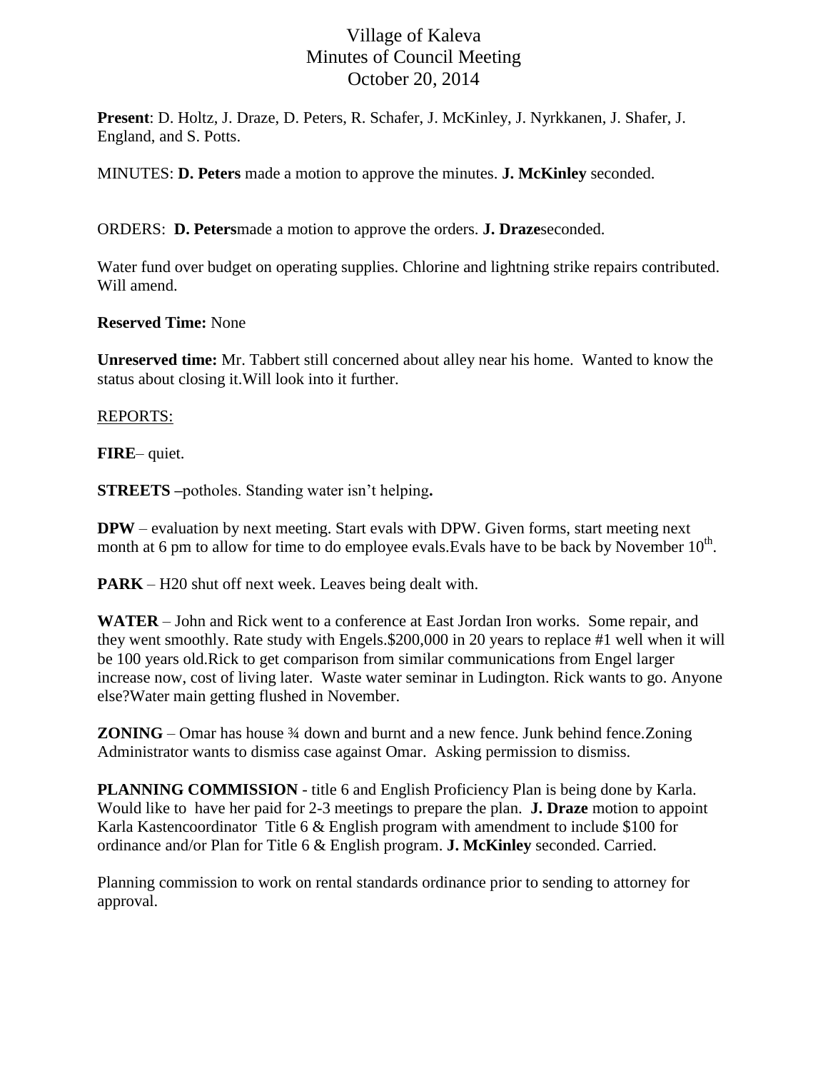# Village of Kaleva
# Minutes of Council Meeting
# October 20, 2014

**Present**: D. Holtz, J. Draze, D. Peters, R. Schafer, J. McKinley, J. Nyrkkanen, J. Shafer, J. England, and S. Potts.

MINUTES: **D. Peters** made a motion to approve the minutes. **J. McKinley** seconded.

ORDERS: **D. Peters**made a motion to approve the orders. **J. Draze**seconded.

Water fund over budget on operating supplies. Chlorine and lightning strike repairs contributed. Will amend.

**Reserved Time:** None

**Unreserved time:** Mr. Tabbert still concerned about alley near his home. Wanted to know the status about closing it.Will look into it further.

<u>REPORTS:</u>

**FIRE**– quiet.

**STREETS –**potholes. Standing water isn't helping**.**

**DPW** – evaluation by next meeting. Start evals with DPW. Given forms, start meeting next month at 6 pm to allow for time to do employee evals.Evals have to be back by November 10th.

**PARK** – H20 shut off next week. Leaves being dealt with.

**WATER** – John and Rick went to a conference at East Jordan Iron works. Some repair, and they went smoothly. Rate study with Engels.$200,000 in 20 years to replace #1 well when it will be 100 years old.Rick to get comparison from similar communications from Engel larger increase now, cost of living later. Waste water seminar in Ludington. Rick wants to go. Anyone else?Water main getting flushed in November.

**ZONING** – Omar has house ¾ down and burnt and a new fence. Junk behind fence.Zoning Administrator wants to dismiss case against Omar. Asking permission to dismiss.

**PLANNING COMMISSION** - title 6 and English Proficiency Plan is being done by Karla. Would like to have her paid for 2-3 meetings to prepare the plan. **J. Draze** motion to appoint Karla Kastencoordinator Title 6 & English program with amendment to include $100 for ordinance and/or Plan for Title 6 & English program. **J. McKinley** seconded. Carried.

Planning commission to work on rental standards ordinance prior to sending to attorney for approval.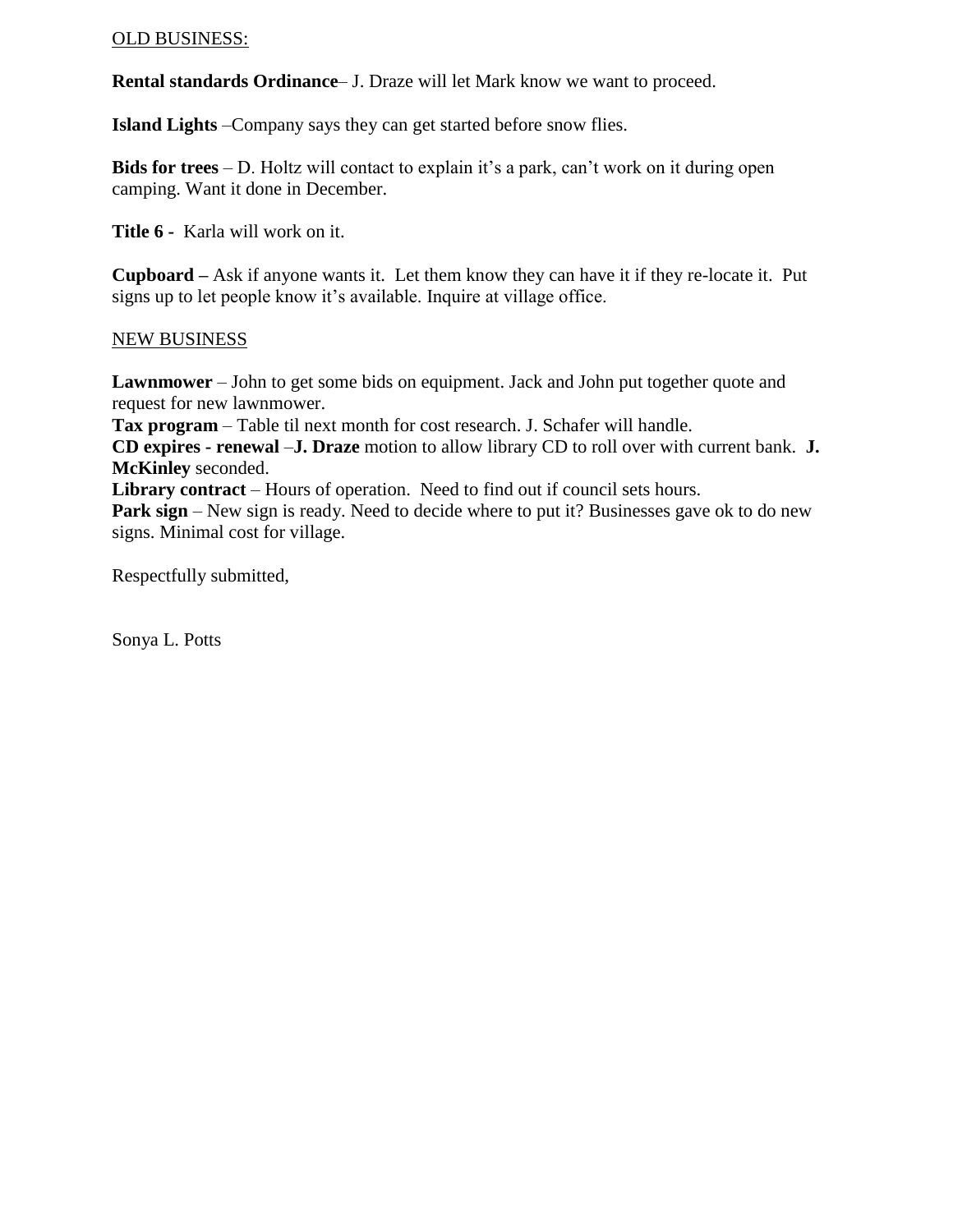OLD BUSINESS:

**Rental standards Ordinance**– J. Draze will let Mark know we want to proceed.

**Island Lights** –Company says they can get started before snow flies.

**Bids for trees** – D. Holtz will contact to explain it's a park, can't work on it during open camping. Want it done in December.

**Title 6 -** Karla will work on it.

**Cupboard –** Ask if anyone wants it. Let them know they can have it if they re-locate it. Put signs up to let people know it's available. Inquire at village office.

NEW BUSINESS

**Lawnmower** – John to get some bids on equipment. Jack and John put together quote and request for new lawnmower.
**Tax program** – Table til next month for cost research. J. Schafer will handle.
**CD expires - renewal** –**J. Draze** motion to allow library CD to roll over with current bank. **J. McKinley** seconded.
**Library contract** – Hours of operation. Need to find out if council sets hours.
**Park sign** – New sign is ready. Need to decide where to put it? Businesses gave ok to do new signs. Minimal cost for village.

Respectfully submitted,

Sonya L. Potts